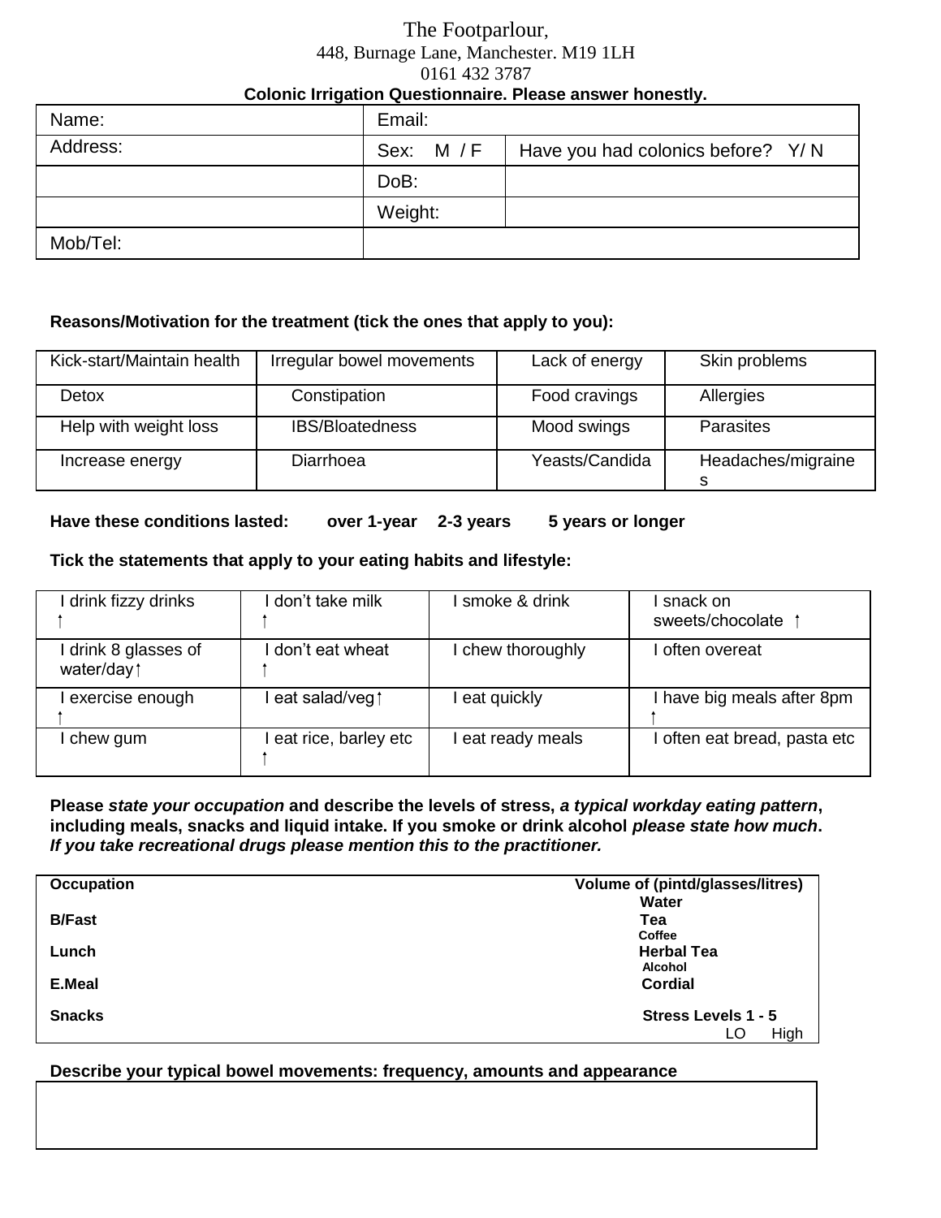The Footparlour,

448, Burnage Lane, Manchester. M19 1LH

0161 432 3787

**Colonic Irrigation Questionnaire. Please answer honestly.**

| Name: | Email: | |
|---|---|---|
| Address: | Sex: M / F | Have you had colonics before? Y/ N |
| | DoB: | |
| | Weight: | |
| Mob/Tel: | | |

**Reasons/Motivation for the treatment (tick the ones that apply to you):**

| Kick-start/Maintain health | Irregular bowel movements | Lack of energy | Skin problems |
|---|---|---|---|
| Detox | Constipation | Food cravings | Allergies |
| Help with weight loss | IBS/Bloatedness | Mood swings | Parasites |
| Increase energy | Diarrhoea | Yeasts/Candida | Headaches/migraines |

**Have these conditions lasted: over 1-year 2-3 years 5 years or longer**

**Tick the statements that apply to your eating habits and lifestyle:**

| I drink fizzy drinks ↑ | I don't take milk ↑ | I smoke & drink | I snack on sweets/chocolate ↑ |
|---|---|---|---|
| I drink 8 glasses of water/day↑ | I don't eat wheat ↑ | I chew thoroughly | I often overeat |
| I exercise enough ↑ | I eat salad/veg↑ | I eat quickly | I have big meals after 8pm ↑ |
| I chew gum | I eat rice, barley etc ↑ | I eat ready meals | I often eat bread, pasta etc |

**Please *state your occupation* and describe the levels of stress, *a typical workday eating pattern*, including meals, snacks and liquid intake. If you smoke or drink alcohol *please state how much*. *If you take recreational drugs please mention this to the practitioner.***

| **Occupation** | **Volume of (pintd/glasses/litres)** |
|---|---|
| | **Water** |
| **B/Fast** | **Tea** |
| | **Coffee** |
| **Lunch** | **Herbal Tea** |
| | **Alcohol** |
| **E.Meal** | **Cordial** |
| **Snacks** | **Stress Levels 1 - 5** LO High |

**Describe your typical bowel movements: frequency, amounts and appearance**

| |
|---|
| |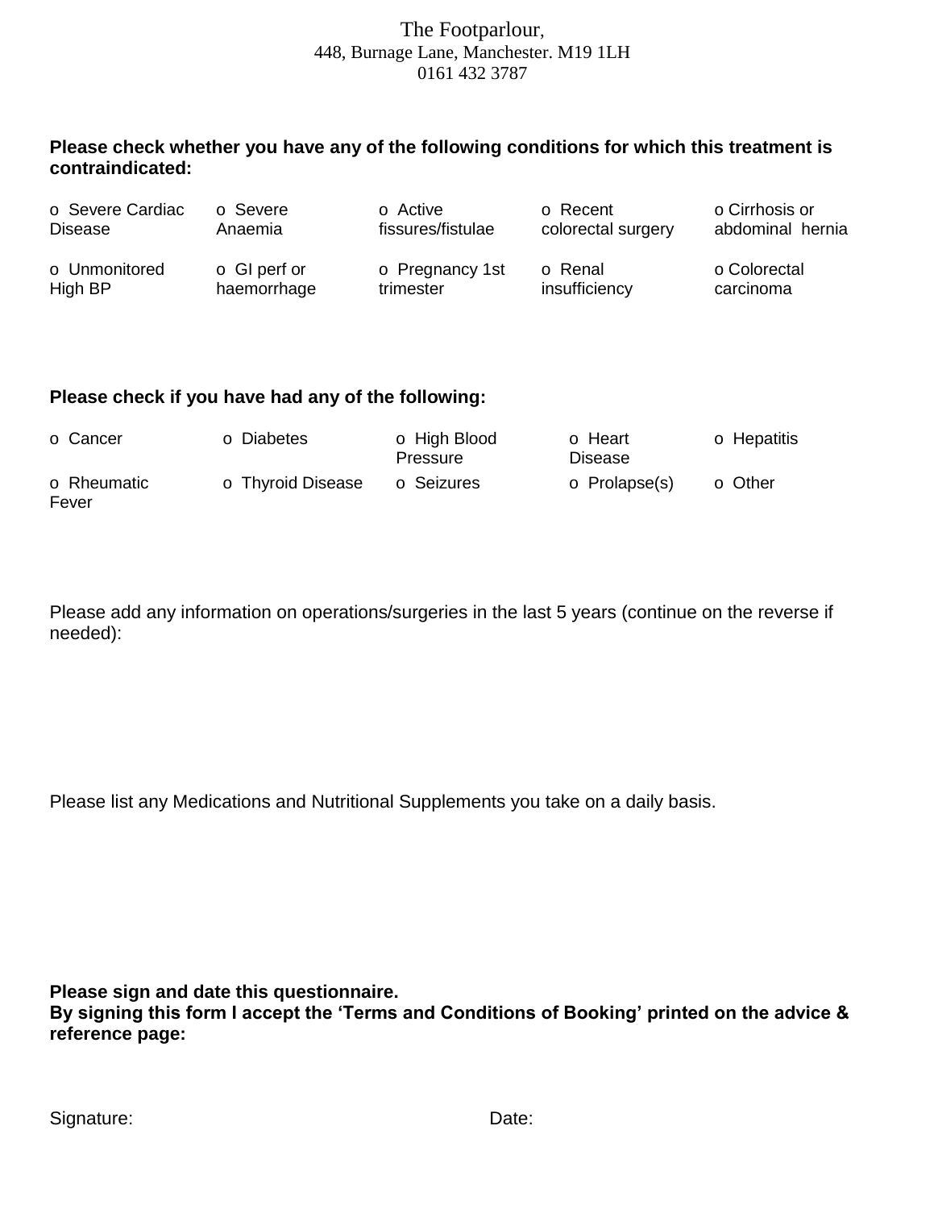The Footparlour,
448, Burnage Lane, Manchester. M19 1LH
0161 432 3787

**Please check whether you have any of the following conditions for which this treatment is contraindicated:**

| | | | | |
|---|---|---|---|---|
| o Severe Cardiac Disease | o Severe Anaemia | o Active fissures/fistulae | o Recent colorectal surgery | o Cirrhosis or abdominal hernia |
| o Unmonitored High BP | o GI perf or haemorrhage | o Pregnancy 1st trimester | o Renal insufficiency | o Colorectal carcinoma |

**Please check if you have had any of the following:**

| | | | | |
|---|---|---|---|---|
| o Cancer | o Diabetes | o High Blood Pressure | o Heart Disease | o Hepatitis |
| o Rheumatic Fever | o Thyroid Disease | o Seizures | o Prolapse(s) | o Other |

Please add any information on operations/surgeries in the last 5 years (continue on the reverse if needed):

Please list any Medications and Nutritional Supplements you take on a daily basis.

**Please sign and date this questionnaire.**
**By signing this form I accept the 'Terms and Conditions of Booking' printed on the advice & reference page:**

Signature: Date: